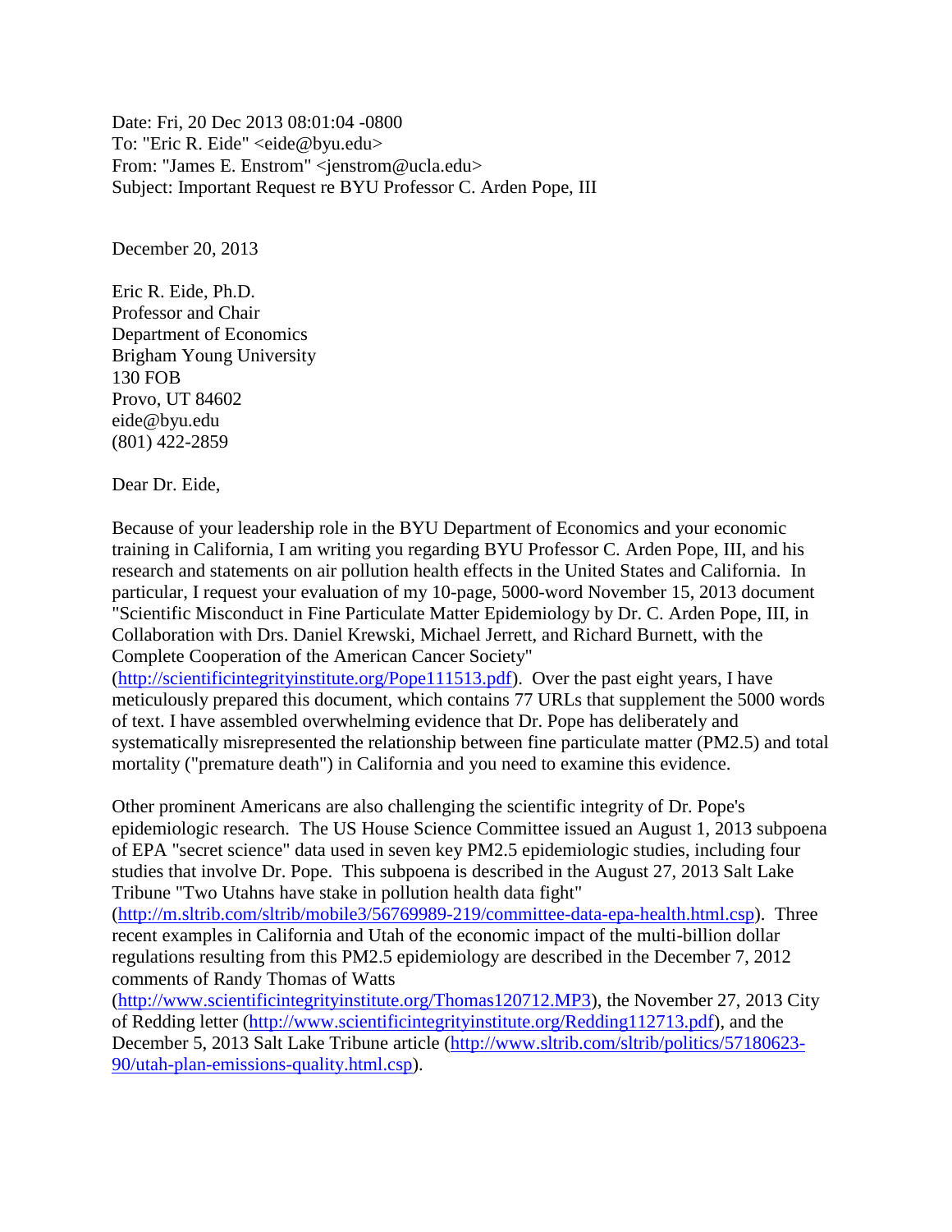Date: Fri, 20 Dec 2013 08:01:04 -0800
To: "Eric R. Eide" <eide@byu.edu>
From: "James E. Enstrom" <jenstrom@ucla.edu>
Subject: Important Request re BYU Professor C. Arden Pope, III

December 20, 2013

Eric R. Eide, Ph.D.
Professor and Chair
Department of Economics
Brigham Young University
130 FOB
Provo, UT 84602
eide@byu.edu
(801) 422-2859

Dear Dr. Eide,

Because of your leadership role in the BYU Department of Economics and your economic training in California, I am writing you regarding BYU Professor C. Arden Pope, III, and his research and statements on air pollution health effects in the United States and California. In particular, I request your evaluation of my 10-page, 5000-word November 15, 2013 document "Scientific Misconduct in Fine Particulate Matter Epidemiology by Dr. C. Arden Pope, III, in Collaboration with Drs. Daniel Krewski, Michael Jerrett, and Richard Burnett, with the Complete Cooperation of the American Cancer Society" (http://scientificintegrityinstitute.org/Pope111513.pdf). Over the past eight years, I have meticulously prepared this document, which contains 77 URLs that supplement the 5000 words of text. I have assembled overwhelming evidence that Dr. Pope has deliberately and systematically misrepresented the relationship between fine particulate matter (PM2.5) and total mortality ("premature death") in California and you need to examine this evidence.

Other prominent Americans are also challenging the scientific integrity of Dr. Pope's epidemiologic research. The US House Science Committee issued an August 1, 2013 subpoena of EPA "secret science" data used in seven key PM2.5 epidemiologic studies, including four studies that involve Dr. Pope. This subpoena is described in the August 27, 2013 Salt Lake Tribune "Two Utahns have stake in pollution health data fight" (http://m.sltrib.com/sltrib/mobile3/56769989-219/committee-data-epa-health.html.csp). Three recent examples in California and Utah of the economic impact of the multi-billion dollar regulations resulting from this PM2.5 epidemiology are described in the December 7, 2012 comments of Randy Thomas of Watts (http://www.scientificintegrityinstitute.org/Thomas120712.MP3), the November 27, 2013 City of Redding letter (http://www.scientificintegrityinstitute.org/Redding112713.pdf), and the December 5, 2013 Salt Lake Tribune article (http://www.sltrib.com/sltrib/politics/57180623-90/utah-plan-emissions-quality.html.csp).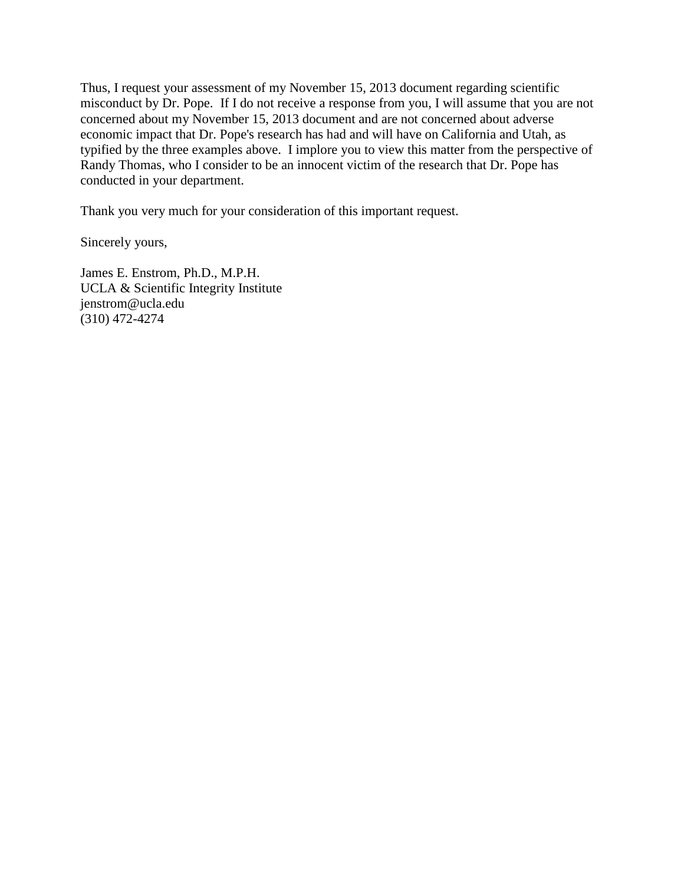Thus, I request your assessment of my November 15, 2013 document regarding scientific misconduct by Dr. Pope. If I do not receive a response from you, I will assume that you are not concerned about my November 15, 2013 document and are not concerned about adverse economic impact that Dr. Pope's research has had and will have on California and Utah, as typified by the three examples above. I implore you to view this matter from the perspective of Randy Thomas, who I consider to be an innocent victim of the research that Dr. Pope has conducted in your department.

Thank you very much for your consideration of this important request.

Sincerely yours,

James E. Enstrom, Ph.D., M.P.H.  
UCLA & Scientific Integrity Institute  
jenstrom@ucla.edu  
(310) 472-4274